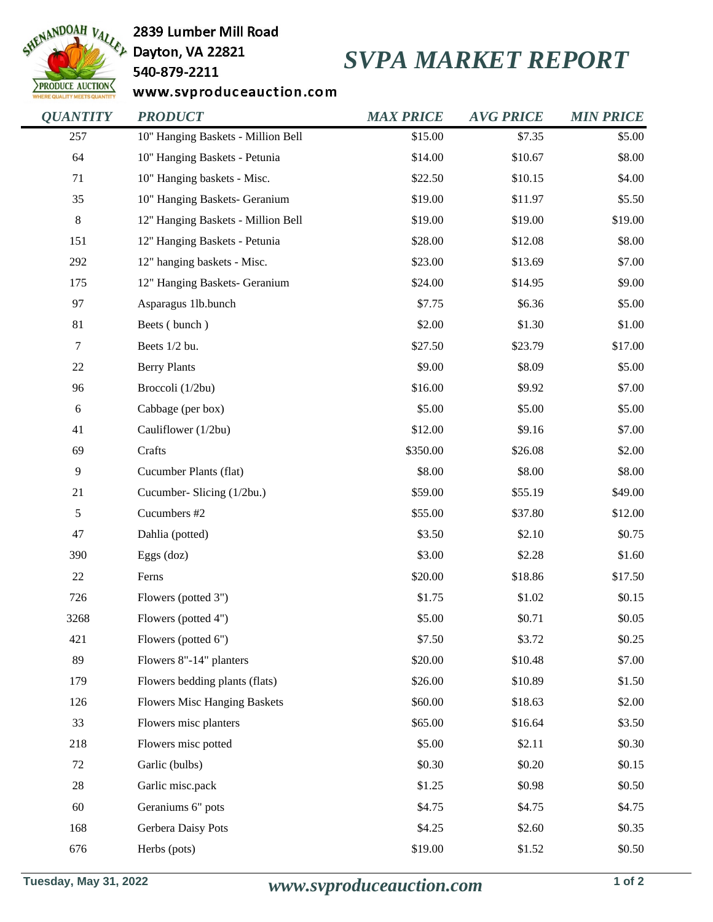2839 Lumber Mill Road
Dayton, VA 22821
540-879-2211
www.svproduceauction.com

# SVPA MARKET REPORT

| QUANTITY | PRODUCT | MAX PRICE | AVG PRICE | MIN PRICE |
|---|---|---|---|---|
| 257 | 10" Hanging Baskets - Million Bell | $15.00 | $7.35 | $5.00 |
| 64 | 10" Hanging Baskets - Petunia | $14.00 | $10.67 | $8.00 |
| 71 | 10" Hanging baskets - Misc. | $22.50 | $10.15 | $4.00 |
| 35 | 10" Hanging Baskets- Geranium | $19.00 | $11.97 | $5.50 |
| 8 | 12" Hanging Baskets - Million Bell | $19.00 | $19.00 | $19.00 |
| 151 | 12" Hanging Baskets - Petunia | $28.00 | $12.08 | $8.00 |
| 292 | 12" hanging baskets - Misc. | $23.00 | $13.69 | $7.00 |
| 175 | 12" Hanging Baskets- Geranium | $24.00 | $14.95 | $9.00 |
| 97 | Asparagus 1lb.bunch | $7.75 | $6.36 | $5.00 |
| 81 | Beets ( bunch ) | $2.00 | $1.30 | $1.00 |
| 7 | Beets 1/2 bu. | $27.50 | $23.79 | $17.00 |
| 22 | Berry Plants | $9.00 | $8.09 | $5.00 |
| 96 | Broccoli (1/2bu) | $16.00 | $9.92 | $7.00 |
| 6 | Cabbage (per box) | $5.00 | $5.00 | $5.00 |
| 41 | Cauliflower (1/2bu) | $12.00 | $9.16 | $7.00 |
| 69 | Crafts | $350.00 | $26.08 | $2.00 |
| 9 | Cucumber Plants (flat) | $8.00 | $8.00 | $8.00 |
| 21 | Cucumber- Slicing (1/2bu.) | $59.00 | $55.19 | $49.00 |
| 5 | Cucumbers #2 | $55.00 | $37.80 | $12.00 |
| 47 | Dahlia (potted) | $3.50 | $2.10 | $0.75 |
| 390 | Eggs (doz) | $3.00 | $2.28 | $1.60 |
| 22 | Ferns | $20.00 | $18.86 | $17.50 |
| 726 | Flowers (potted 3") | $1.75 | $1.02 | $0.15 |
| 3268 | Flowers (potted 4") | $5.00 | $0.71 | $0.05 |
| 421 | Flowers (potted 6") | $7.50 | $3.72 | $0.25 |
| 89 | Flowers 8"-14" planters | $20.00 | $10.48 | $7.00 |
| 179 | Flowers bedding plants (flats) | $26.00 | $10.89 | $1.50 |
| 126 | Flowers Misc Hanging Baskets | $60.00 | $18.63 | $2.00 |
| 33 | Flowers misc planters | $65.00 | $16.64 | $3.50 |
| 218 | Flowers misc potted | $5.00 | $2.11 | $0.30 |
| 72 | Garlic (bulbs) | $0.30 | $0.20 | $0.15 |
| 28 | Garlic misc.pack | $1.25 | $0.98 | $0.50 |
| 60 | Geraniums 6" pots | $4.75 | $4.75 | $4.75 |
| 168 | Gerbera Daisy Pots | $4.25 | $2.60 | $0.35 |
| 676 | Herbs (pots) | $19.00 | $1.52 | $0.50 |

Tuesday, May 31, 2022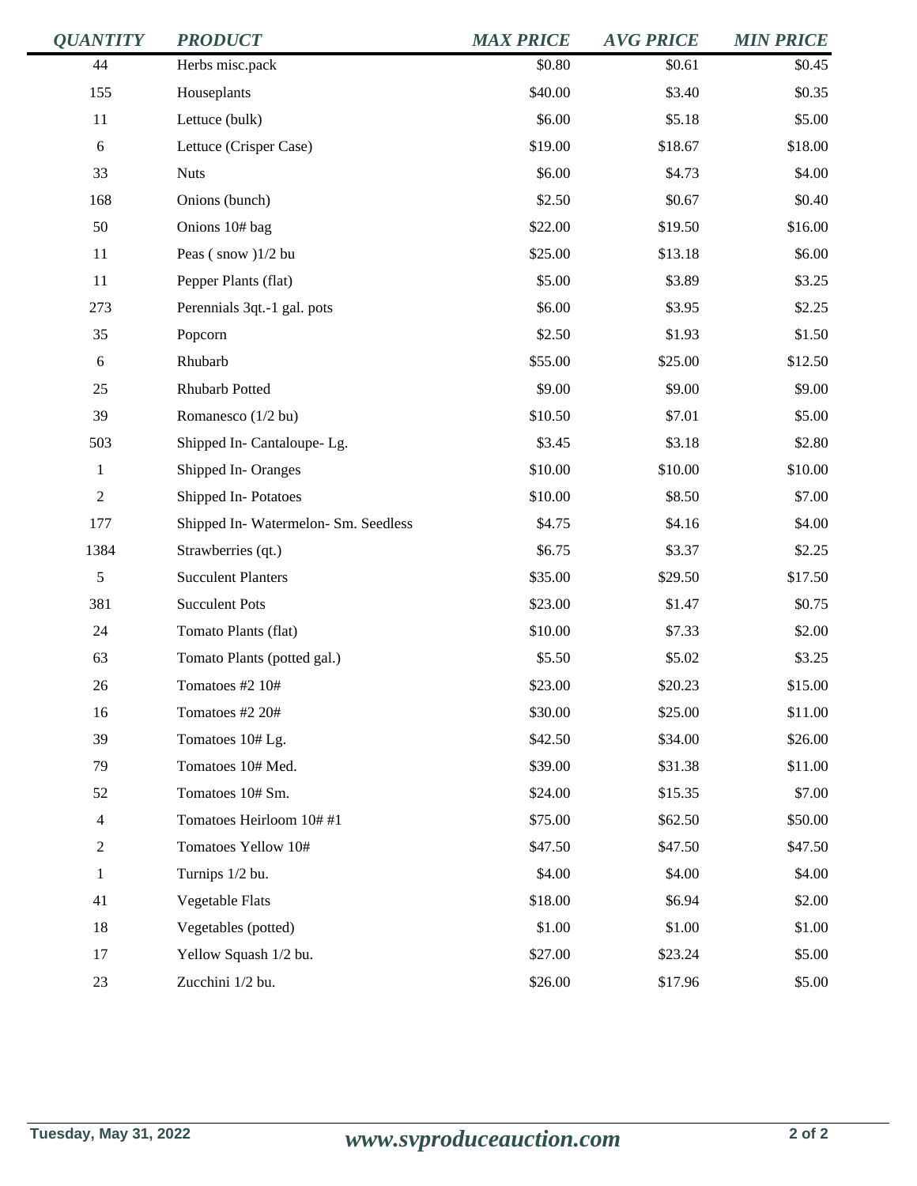| QUANTITY | PRODUCT | MAX PRICE | AVG PRICE | MIN PRICE |
| --- | --- | --- | --- | --- |
| 44 | Herbs misc.pack | $0.80 | $0.61 | $0.45 |
| 155 | Houseplants | $40.00 | $3.40 | $0.35 |
| 11 | Lettuce (bulk) | $6.00 | $5.18 | $5.00 |
| 6 | Lettuce (Crisper Case) | $19.00 | $18.67 | $18.00 |
| 33 | Nuts | $6.00 | $4.73 | $4.00 |
| 168 | Onions (bunch) | $2.50 | $0.67 | $0.40 |
| 50 | Onions 10# bag | $22.00 | $19.50 | $16.00 |
| 11 | Peas ( snow )1/2 bu | $25.00 | $13.18 | $6.00 |
| 11 | Pepper Plants (flat) | $5.00 | $3.89 | $3.25 |
| 273 | Perennials 3qt.-1 gal. pots | $6.00 | $3.95 | $2.25 |
| 35 | Popcorn | $2.50 | $1.93 | $1.50 |
| 6 | Rhubarb | $55.00 | $25.00 | $12.50 |
| 25 | Rhubarb Potted | $9.00 | $9.00 | $9.00 |
| 39 | Romanesco (1/2 bu) | $10.50 | $7.01 | $5.00 |
| 503 | Shipped In- Cantaloupe- Lg. | $3.45 | $3.18 | $2.80 |
| 1 | Shipped In- Oranges | $10.00 | $10.00 | $10.00 |
| 2 | Shipped In- Potatoes | $10.00 | $8.50 | $7.00 |
| 177 | Shipped In- Watermelon- Sm. Seedless | $4.75 | $4.16 | $4.00 |
| 1384 | Strawberries (qt.) | $6.75 | $3.37 | $2.25 |
| 5 | Succulent Planters | $35.00 | $29.50 | $17.50 |
| 381 | Succulent Pots | $23.00 | $1.47 | $0.75 |
| 24 | Tomato Plants (flat) | $10.00 | $7.33 | $2.00 |
| 63 | Tomato Plants (potted gal.) | $5.50 | $5.02 | $3.25 |
| 26 | Tomatoes #2 10# | $23.00 | $20.23 | $15.00 |
| 16 | Tomatoes #2 20# | $30.00 | $25.00 | $11.00 |
| 39 | Tomatoes 10# Lg. | $42.50 | $34.00 | $26.00 |
| 79 | Tomatoes 10# Med. | $39.00 | $31.38 | $11.00 |
| 52 | Tomatoes 10# Sm. | $24.00 | $15.35 | $7.00 |
| 4 | Tomatoes Heirloom 10# #1 | $75.00 | $62.50 | $50.00 |
| 2 | Tomatoes Yellow 10# | $47.50 | $47.50 | $47.50 |
| 1 | Turnips 1/2 bu. | $4.00 | $4.00 | $4.00 |
| 41 | Vegetable Flats | $18.00 | $6.94 | $2.00 |
| 18 | Vegetables (potted) | $1.00 | $1.00 | $1.00 |
| 17 | Yellow Squash 1/2 bu. | $27.00 | $23.24 | $5.00 |
| 23 | Zucchini 1/2 bu. | $26.00 | $17.96 | $5.00 |

Tuesday, May 31, 2022

www.svproduceauction.com